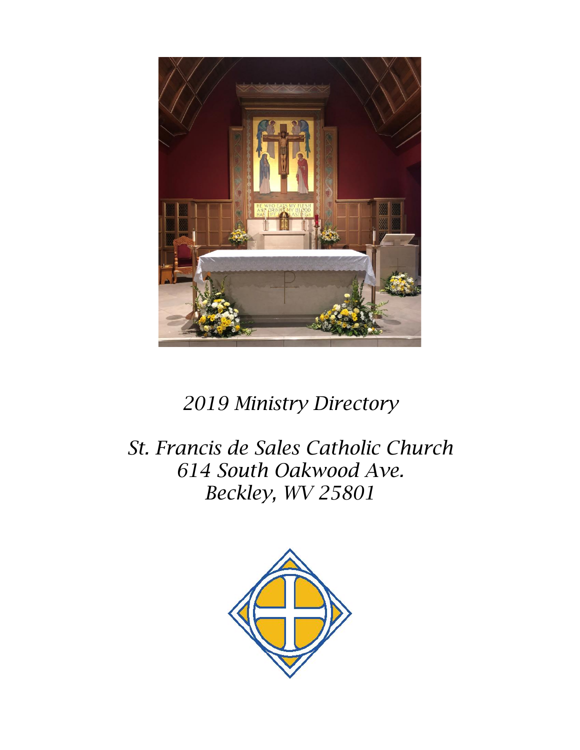*2019 Ministry Directory*

*St. Francis de Sales Catholic Church*
*614 South Oakwood Ave.*
*Beckley, WV 25801*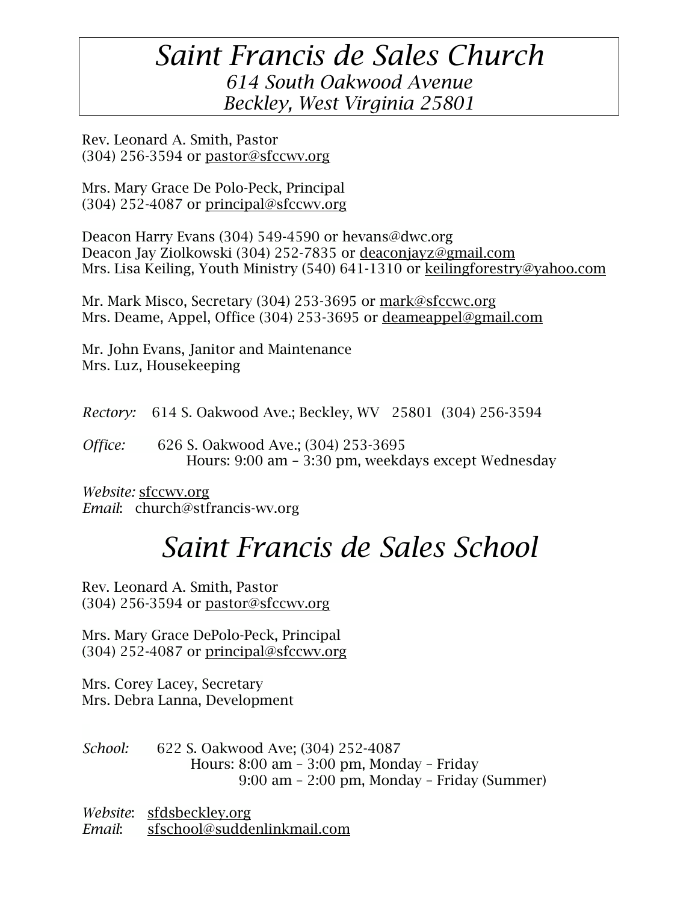# *Saint Francis de Sales Church*

*614 South Oakwood Avenue*
*Beckley, West Virginia 25801*

Rev. Leonard A. Smith, Pastor
(304) 256-3594 or pastor@sfccwv.org

Mrs. Mary Grace De Polo-Peck, Principal
(304) 252-4087 or principal@sfccwv.org

Deacon Harry Evans (304) 549-4590 or hevans@dwc.org
Deacon Jay Ziolkowski (304) 252-7835 or deaconjayz@gmail.com
Mrs. Lisa Keiling, Youth Ministry (540) 641-1310 or keilingforestry@yahoo.com

Mr. Mark Misco, Secretary (304) 253-3695 or mark@sfccwc.org
Mrs. Deame, Appel, Office (304) 253-3695 or deameappel@gmail.com

Mr. John Evans, Janitor and Maintenance
Mrs. Luz, Housekeeping

*Rectory:* 614 S. Oakwood Ave.; Beckley, WV 25801 (304) 256-3594

*Office:* 626 S. Oakwood Ave.; (304) 253-3695
Hours: 9:00 am – 3:30 pm, weekdays except Wednesday

*Website:* sfccwv.org
*Email*: church@stfrancis-wv.org

# *Saint Francis de Sales School*

Rev. Leonard A. Smith, Pastor
(304) 256-3594 or pastor@sfccwv.org

Mrs. Mary Grace DePolo-Peck, Principal
(304) 252-4087 or principal@sfccwv.org

Mrs. Corey Lacey, Secretary
Mrs. Debra Lanna, Development

*School:* 622 S. Oakwood Ave; (304) 252-4087
Hours: 8:00 am – 3:00 pm, Monday – Friday
9:00 am – 2:00 pm, Monday – Friday (Summer)

*Website*: sfdsbeckley.org
*Email*: sfschool@suddenlinkmail.com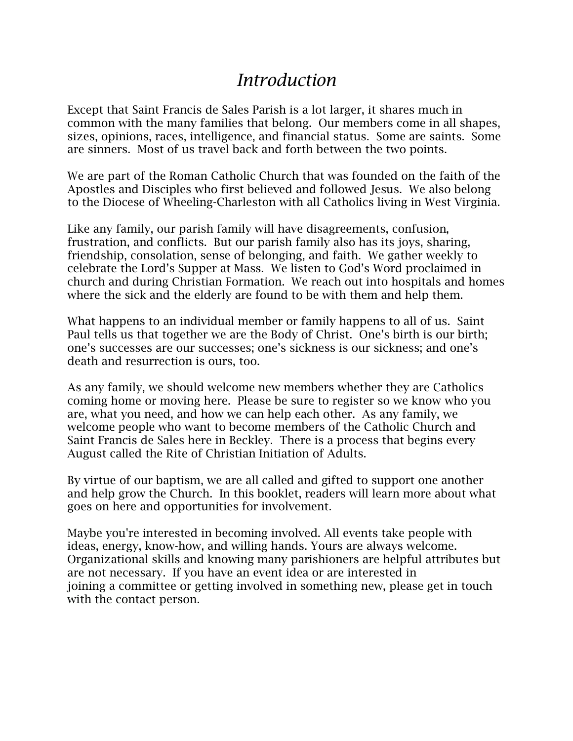# *Introduction*

Except that Saint Francis de Sales Parish is a lot larger, it shares much in common with the many families that belong. Our members come in all shapes, sizes, opinions, races, intelligence, and financial status. Some are saints. Some are sinners. Most of us travel back and forth between the two points.

We are part of the Roman Catholic Church that was founded on the faith of the Apostles and Disciples who first believed and followed Jesus. We also belong to the Diocese of Wheeling-Charleston with all Catholics living in West Virginia.

Like any family, our parish family will have disagreements, confusion, frustration, and conflicts. But our parish family also has its joys, sharing, friendship, consolation, sense of belonging, and faith. We gather weekly to celebrate the Lord's Supper at Mass. We listen to God's Word proclaimed in church and during Christian Formation. We reach out into hospitals and homes where the sick and the elderly are found to be with them and help them.

What happens to an individual member or family happens to all of us. Saint Paul tells us that together we are the Body of Christ. One's birth is our birth; one's successes are our successes; one's sickness is our sickness; and one's death and resurrection is ours, too.

As any family, we should welcome new members whether they are Catholics coming home or moving here. Please be sure to register so we know who you are, what you need, and how we can help each other. As any family, we welcome people who want to become members of the Catholic Church and Saint Francis de Sales here in Beckley. There is a process that begins every August called the Rite of Christian Initiation of Adults.

By virtue of our baptism, we are all called and gifted to support one another and help grow the Church. In this booklet, readers will learn more about what goes on here and opportunities for involvement.

Maybe you're interested in becoming involved. All events take people with ideas, energy, know-how, and willing hands. Yours are always welcome. Organizational skills and knowing many parishioners are helpful attributes but are not necessary. If you have an event idea or are interested in joining a committee or getting involved in something new, please get in touch with the contact person.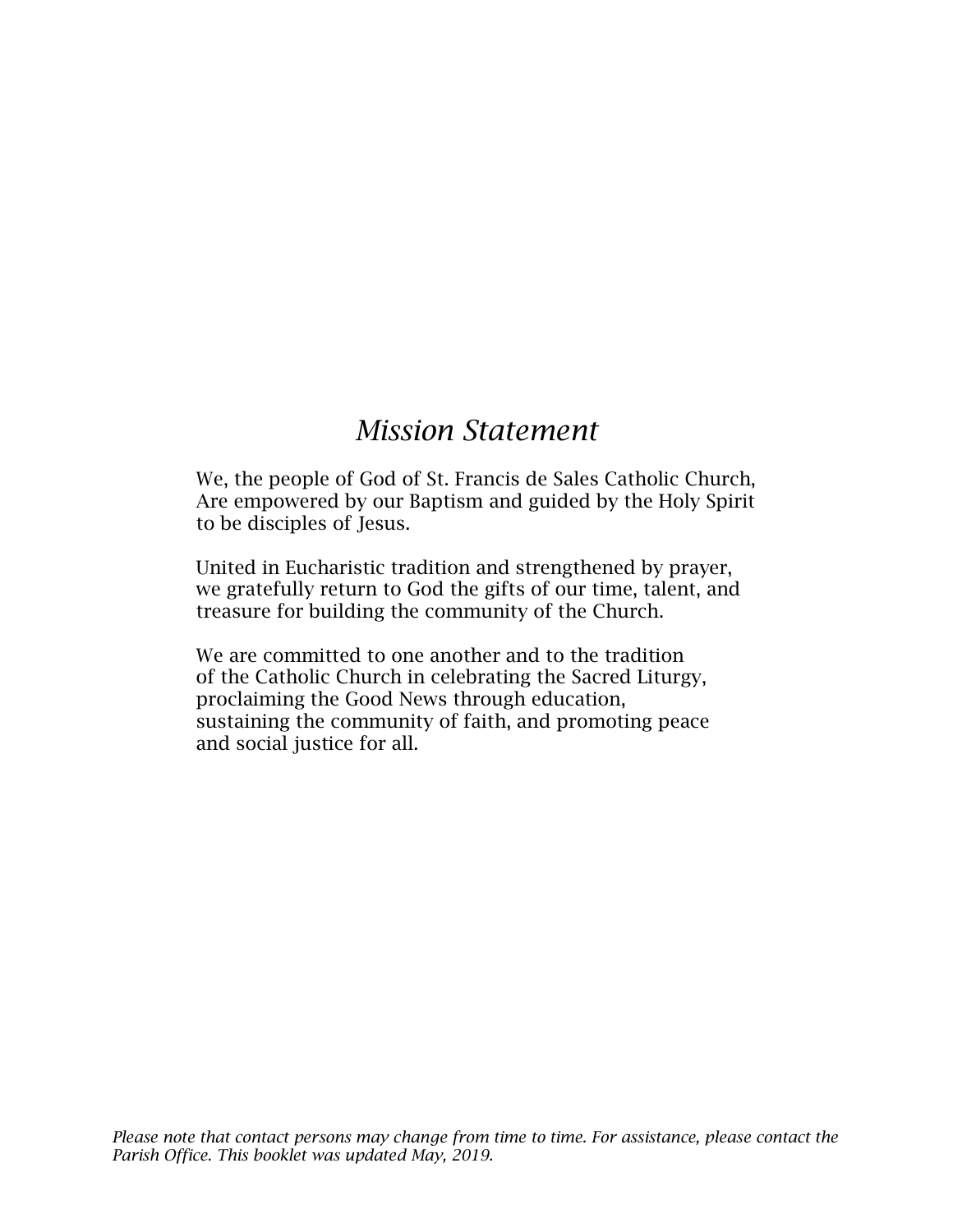# *Mission Statement*

We, the people of God of St. Francis de Sales Catholic Church,
Are empowered by our Baptism and guided by the Holy Spirit
to be disciples of Jesus.

United in Eucharistic tradition and strengthened by prayer,
we gratefully return to God the gifts of our time, talent, and
treasure for building the community of the Church.

We are committed to one another and to the tradition
of the Catholic Church in celebrating the Sacred Liturgy,
proclaiming the Good News through education,
sustaining the community of faith, and promoting peace
and social justice for all.

*Please note that contact persons may change from time to time. For assistance, please contact the Parish Office. This booklet was updated May, 2019.*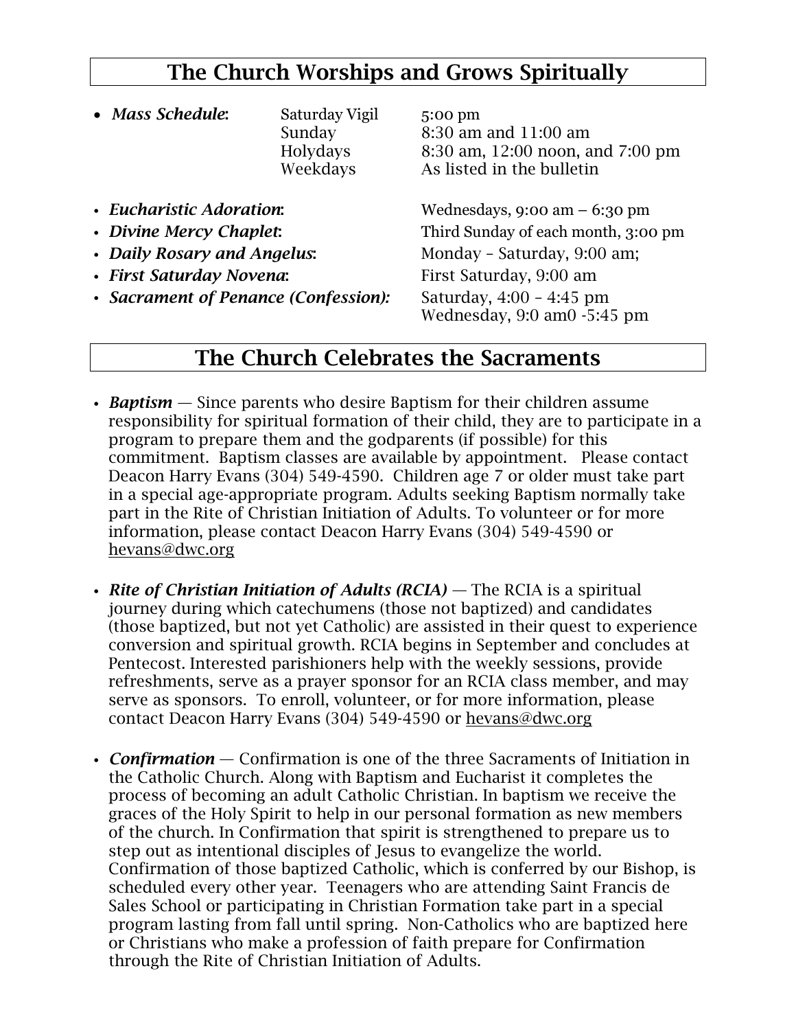## The Church Worships and Grows Spiritually

- ***Mass Schedule*:**

| | |
|---|---|
| Saturday Vigil | 5:00 pm |
| Sunday | 8:30 am and 11:00 am |
| Holydays | 8:30 am, 12:00 noon, and 7:00 pm |
| Weekdays | As listed in the bulletin |

- ***Eucharistic Adoration*:** Wednesdays, 9:00 am – 6:30 pm
- ***Divine Mercy Chaplet*:** Third Sunday of each month, 3:00 pm
- ***Daily Rosary and Angelus*:** Monday – Saturday, 9:00 am;
- ***First Saturday Novena*:** First Saturday, 9:00 am
- ***Sacrament of Penance (Confession):*** Saturday, 4:00 – 4:45 pm
  Wednesday, 9:0 am0 -5:45 pm

## The Church Celebrates the Sacraments

- ***Baptism*** — Since parents who desire Baptism for their children assume responsibility for spiritual formation of their child, they are to participate in a program to prepare them and the godparents (if possible) for this commitment. Baptism classes are available by appointment. Please contact Deacon Harry Evans (304) 549-4590. Children age 7 or older must take part in a special age-appropriate program. Adults seeking Baptism normally take part in the Rite of Christian Initiation of Adults. To volunteer or for more information, please contact Deacon Harry Evans (304) 549-4590 or hevans@dwc.org

- ***Rite of Christian Initiation of Adults (RCIA)*** — The RCIA is a spiritual journey during which catechumens (those not baptized) and candidates (those baptized, but not yet Catholic) are assisted in their quest to experience conversion and spiritual growth. RCIA begins in September and concludes at Pentecost. Interested parishioners help with the weekly sessions, provide refreshments, serve as a prayer sponsor for an RCIA class member, and may serve as sponsors. To enroll, volunteer, or for more information, please contact Deacon Harry Evans (304) 549-4590 or hevans@dwc.org

- ***Confirmation*** — Confirmation is one of the three Sacraments of Initiation in the Catholic Church. Along with Baptism and Eucharist it completes the process of becoming an adult Catholic Christian. In baptism we receive the graces of the Holy Spirit to help in our personal formation as new members of the church. In Confirmation that spirit is strengthened to prepare us to step out as intentional disciples of Jesus to evangelize the world. Confirmation of those baptized Catholic, which is conferred by our Bishop, is scheduled every other year. Teenagers who are attending Saint Francis de Sales School or participating in Christian Formation take part in a special program lasting from fall until spring. Non-Catholics who are baptized here or Christians who make a profession of faith prepare for Confirmation through the Rite of Christian Initiation of Adults.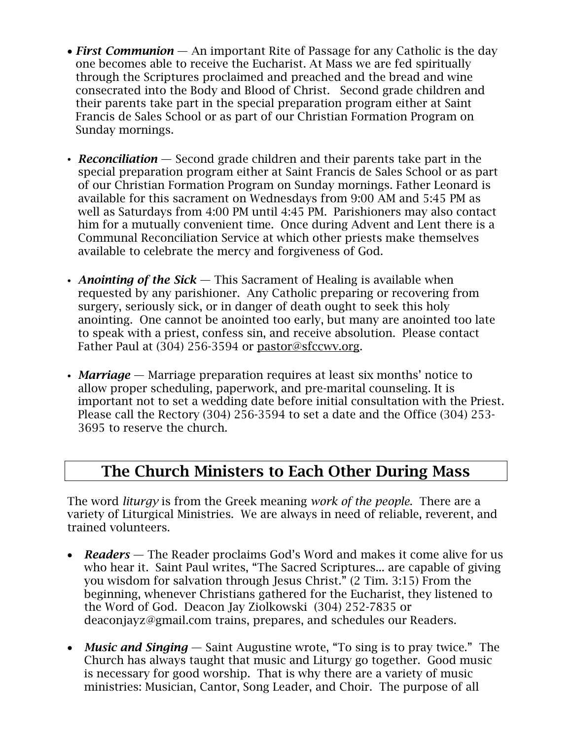- ***First Communion*** — An important Rite of Passage for any Catholic is the day one becomes able to receive the Eucharist. At Mass we are fed spiritually through the Scriptures proclaimed and preached and the bread and wine consecrated into the Body and Blood of Christ. Second grade children and their parents take part in the special preparation program either at Saint Francis de Sales School or as part of our Christian Formation Program on Sunday mornings.

- ***Reconciliation*** — Second grade children and their parents take part in the special preparation program either at Saint Francis de Sales School or as part of our Christian Formation Program on Sunday mornings. Father Leonard is available for this sacrament on Wednesdays from 9:00 AM and 5:45 PM as well as Saturdays from 4:00 PM until 4:45 PM. Parishioners may also contact him for a mutually convenient time. Once during Advent and Lent there is a Communal Reconciliation Service at which other priests make themselves available to celebrate the mercy and forgiveness of God.

- ***Anointing of the Sick*** — This Sacrament of Healing is available when requested by any parishioner. Any Catholic preparing or recovering from surgery, seriously sick, or in danger of death ought to seek this holy anointing. One cannot be anointed too early, but many are anointed too late to speak with a priest, confess sin, and receive absolution. Please contact Father Paul at (304) 256-3594 or pastor@sfccwv.org.

- ***Marriage*** — Marriage preparation requires at least six months' notice to allow proper scheduling, paperwork, and pre-marital counseling. It is important not to set a wedding date before initial consultation with the Priest. Please call the Rectory (304) 256-3594 to set a date and the Office (304) 253-3695 to reserve the church.

## The Church Ministers to Each Other During Mass

The word *liturgy* is from the Greek meaning *work of the people*. There are a variety of Liturgical Ministries. We are always in need of reliable, reverent, and trained volunteers.

- ***Readers*** — The Reader proclaims God's Word and makes it come alive for us who hear it. Saint Paul writes, "The Sacred Scriptures... are capable of giving you wisdom for salvation through Jesus Christ." (2 Tim. 3:15) From the beginning, whenever Christians gathered for the Eucharist, they listened to the Word of God. Deacon Jay Ziolkowski (304) 252-7835 or deaconjayz@gmail.com trains, prepares, and schedules our Readers.

- ***Music and Singing*** — Saint Augustine wrote, "To sing is to pray twice." The Church has always taught that music and Liturgy go together. Good music is necessary for good worship. That is why there are a variety of music ministries: Musician, Cantor, Song Leader, and Choir. The purpose of all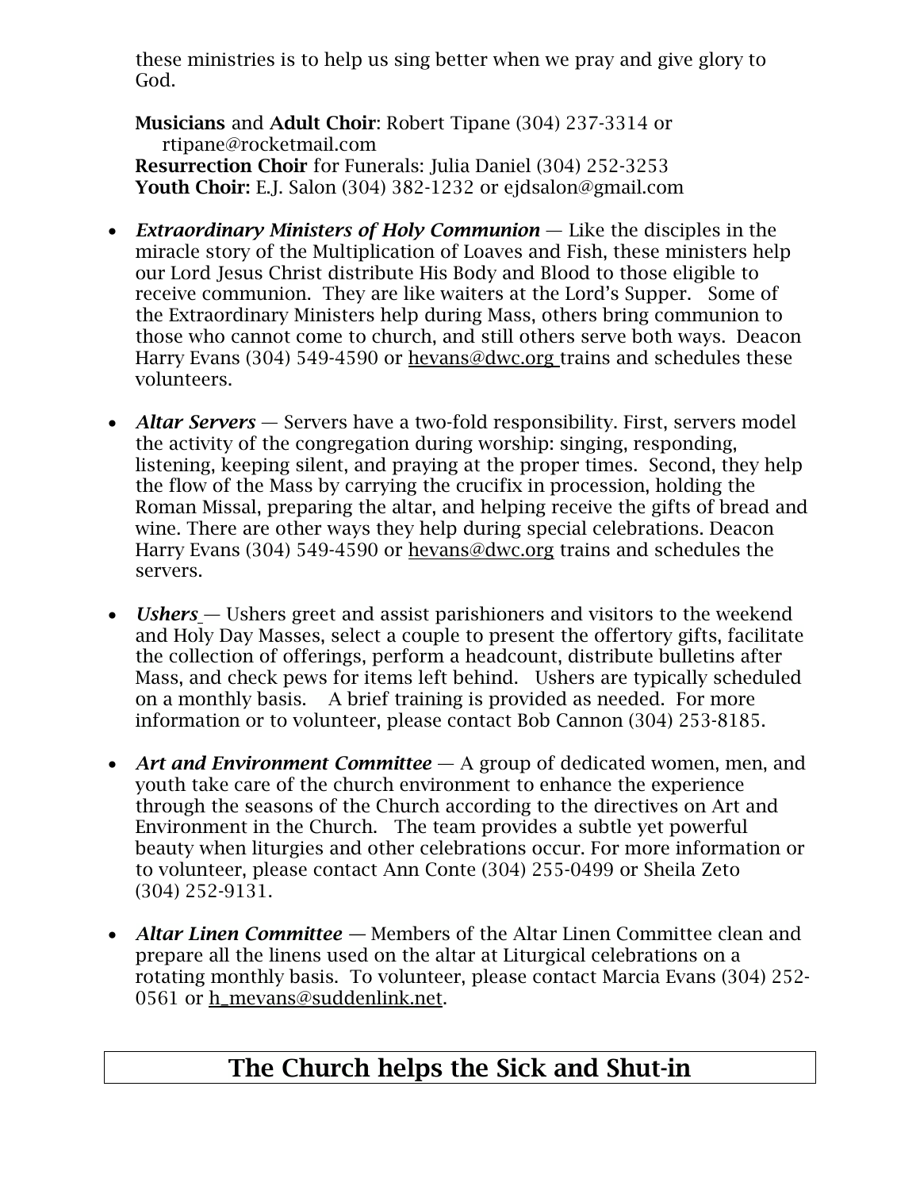these ministries is to help us sing better when we pray and give glory to God.

**Musicians** and **Adult Choir**: Robert Tipane (304) 237-3314 or rtipane@rocketmail.com
**Resurrection Choir** for Funerals: Julia Daniel (304) 252-3253
**Youth Choir:** E.J. Salon (304) 382-1232 or ejdsalon@gmail.com

- ***Extraordinary Ministers of Holy Communion*** — Like the disciples in the miracle story of the Multiplication of Loaves and Fish, these ministers help our Lord Jesus Christ distribute His Body and Blood to those eligible to receive communion. They are like waiters at the Lord's Supper. Some of the Extraordinary Ministers help during Mass, others bring communion to those who cannot come to church, and still others serve both ways. Deacon Harry Evans (304) 549-4590 or hevans@dwc.org trains and schedules these volunteers.

- ***Altar Servers*** — Servers have a two-fold responsibility. First, servers model the activity of the congregation during worship: singing, responding, listening, keeping silent, and praying at the proper times. Second, they help the flow of the Mass by carrying the crucifix in procession, holding the Roman Missal, preparing the altar, and helping receive the gifts of bread and wine. There are other ways they help during special celebrations. Deacon Harry Evans (304) 549-4590 or hevans@dwc.org trains and schedules the servers.

- ***Ushers*** — Ushers greet and assist parishioners and visitors to the weekend and Holy Day Masses, select a couple to present the offertory gifts, facilitate the collection of offerings, perform a headcount, distribute bulletins after Mass, and check pews for items left behind. Ushers are typically scheduled on a monthly basis. A brief training is provided as needed. For more information or to volunteer, please contact Bob Cannon (304) 253-8185.

- ***Art and Environment Committee*** — A group of dedicated women, men, and youth take care of the church environment to enhance the experience through the seasons of the Church according to the directives on Art and Environment in the Church. The team provides a subtle yet powerful beauty when liturgies and other celebrations occur. For more information or to volunteer, please contact Ann Conte (304) 255-0499 or Sheila Zeto (304) 252-9131.

- ***Altar Linen Committee*** — Members of the Altar Linen Committee clean and prepare all the linens used on the altar at Liturgical celebrations on a rotating monthly basis. To volunteer, please contact Marcia Evans (304) 252-0561 or h_mevans@suddenlink.net.

## The Church helps the Sick and Shut-in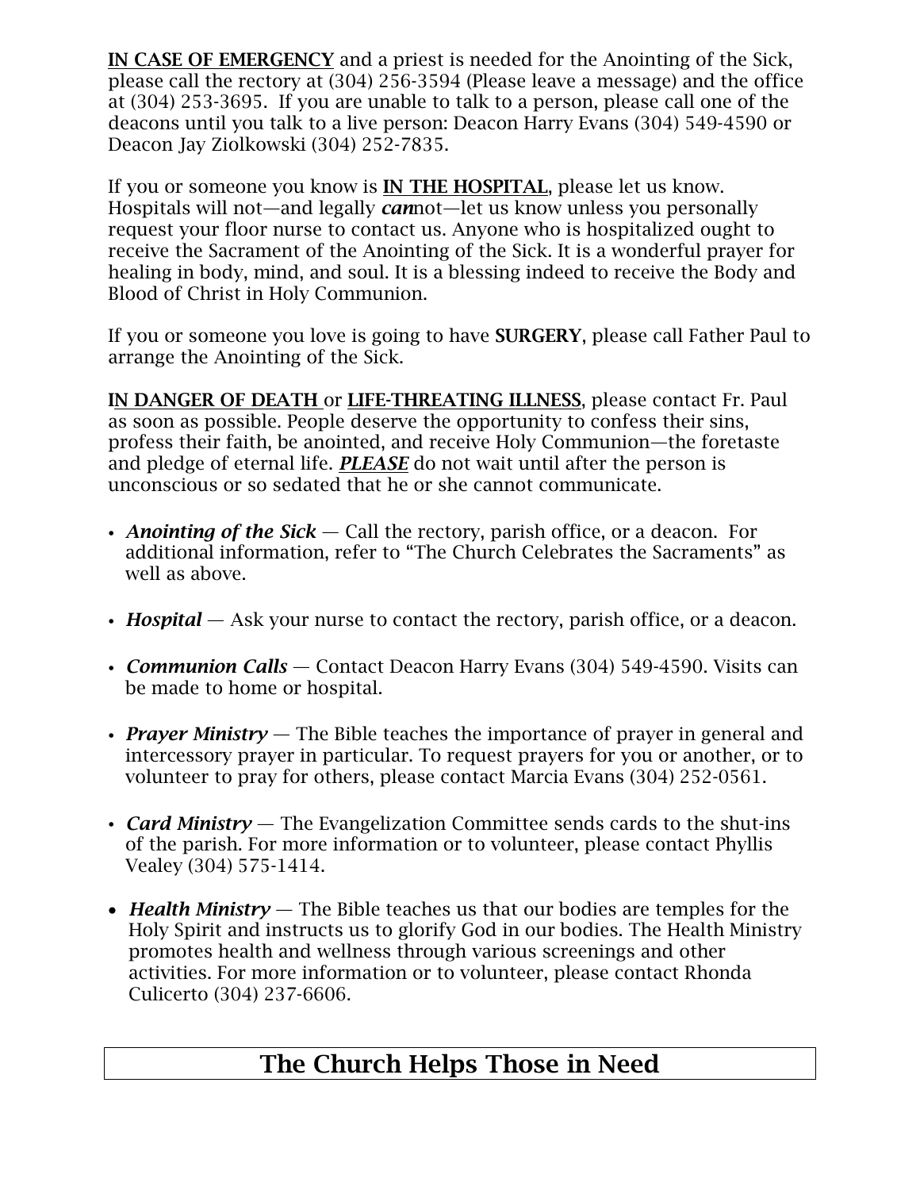**IN CASE OF EMERGENCY** and a priest is needed for the Anointing of the Sick, please call the rectory at (304) 256-3594 (Please leave a message) and the office at (304) 253-3695. If you are unable to talk to a person, please call one of the deacons until you talk to a live person: Deacon Harry Evans (304) 549-4590 or Deacon Jay Ziolkowski (304) 252-7835.

If you or someone you know is **IN THE HOSPITAL**, please let us know. Hospitals will not—and legally ***can***not—let us know unless you personally request your floor nurse to contact us. Anyone who is hospitalized ought to receive the Sacrament of the Anointing of the Sick. It is a wonderful prayer for healing in body, mind, and soul. It is a blessing indeed to receive the Body and Blood of Christ in Holy Communion.

If you or someone you love is going to have **SURGERY**, please call Father Paul to arrange the Anointing of the Sick.

**IN DANGER OF DEATH** or **LIFE-THREATING ILLNESS**, please contact Fr. Paul as soon as possible. People deserve the opportunity to confess their sins, profess their faith, be anointed, and receive Holy Communion—the foretaste and pledge of eternal life. ***PLEASE*** do not wait until after the person is unconscious or so sedated that he or she cannot communicate.

- ***Anointing of the Sick*** — Call the rectory, parish office, or a deacon. For additional information, refer to "The Church Celebrates the Sacraments" as well as above.
- ***Hospital*** — Ask your nurse to contact the rectory, parish office, or a deacon.
- ***Communion Calls*** — Contact Deacon Harry Evans (304) 549-4590. Visits can be made to home or hospital.
- ***Prayer Ministry*** — The Bible teaches the importance of prayer in general and intercessory prayer in particular. To request prayers for you or another, or to volunteer to pray for others, please contact Marcia Evans (304) 252-0561.
- ***Card Ministry*** — The Evangelization Committee sends cards to the shut-ins of the parish. For more information or to volunteer, please contact Phyllis Vealey (304) 575-1414.
- ***Health Ministry*** — The Bible teaches us that our bodies are temples for the Holy Spirit and instructs us to glorify God in our bodies. The Health Ministry promotes health and wellness through various screenings and other activities. For more information or to volunteer, please contact Rhonda Culicerto (304) 237-6606.

## The Church Helps Those in Need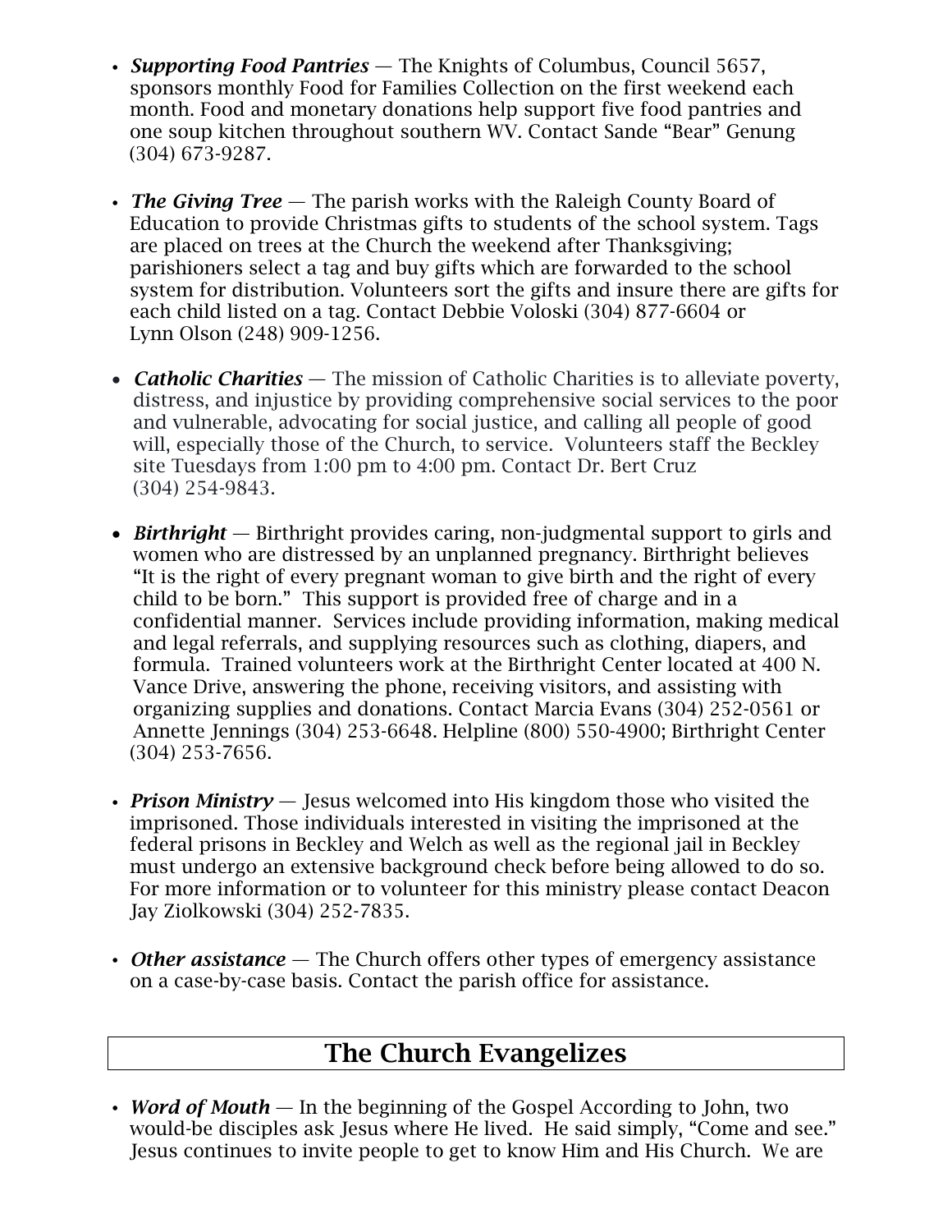- ***Supporting Food Pantries*** — The Knights of Columbus, Council 5657, sponsors monthly Food for Families Collection on the first weekend each month. Food and monetary donations help support five food pantries and one soup kitchen throughout southern WV. Contact Sande "Bear" Genung (304) 673-9287.

- ***The Giving Tree*** — The parish works with the Raleigh County Board of Education to provide Christmas gifts to students of the school system. Tags are placed on trees at the Church the weekend after Thanksgiving; parishioners select a tag and buy gifts which are forwarded to the school system for distribution. Volunteers sort the gifts and insure there are gifts for each child listed on a tag. Contact Debbie Voloski (304) 877-6604 or Lynn Olson (248) 909-1256.

- ***Catholic Charities*** — The mission of Catholic Charities is to alleviate poverty, distress, and injustice by providing comprehensive social services to the poor and vulnerable, advocating for social justice, and calling all people of good will, especially those of the Church, to service. Volunteers staff the Beckley site Tuesdays from 1:00 pm to 4:00 pm. Contact Dr. Bert Cruz (304) 254-9843.

- ***Birthright*** — Birthright provides caring, non-judgmental support to girls and women who are distressed by an unplanned pregnancy. Birthright believes "It is the right of every pregnant woman to give birth and the right of every child to be born." This support is provided free of charge and in a confidential manner. Services include providing information, making medical and legal referrals, and supplying resources such as clothing, diapers, and formula. Trained volunteers work at the Birthright Center located at 400 N. Vance Drive, answering the phone, receiving visitors, and assisting with organizing supplies and donations. Contact Marcia Evans (304) 252-0561 or Annette Jennings (304) 253-6648. Helpline (800) 550-4900; Birthright Center (304) 253-7656.

- ***Prison Ministry*** — Jesus welcomed into His kingdom those who visited the imprisoned. Those individuals interested in visiting the imprisoned at the federal prisons in Beckley and Welch as well as the regional jail in Beckley must undergo an extensive background check before being allowed to do so. For more information or to volunteer for this ministry please contact Deacon Jay Ziolkowski (304) 252-7835.

- ***Other assistance*** — The Church offers other types of emergency assistance on a case-by-case basis. Contact the parish office for assistance.

## The Church Evangelizes

- ***Word of Mouth*** — In the beginning of the Gospel According to John, two would-be disciples ask Jesus where He lived. He said simply, "Come and see." Jesus continues to invite people to get to know Him and His Church. We are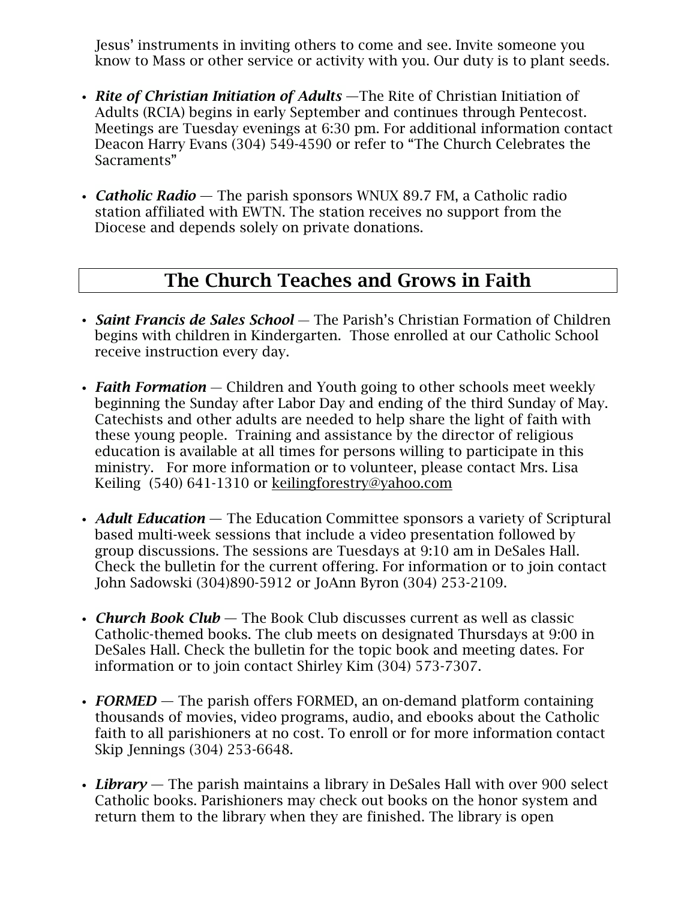Jesus' instruments in inviting others to come and see. Invite someone you know to Mass or other service or activity with you. Our duty is to plant seeds.

- ***Rite of Christian Initiation of Adults*** —The Rite of Christian Initiation of Adults (RCIA) begins in early September and continues through Pentecost. Meetings are Tuesday evenings at 6:30 pm. For additional information contact Deacon Harry Evans (304) 549-4590 or refer to "The Church Celebrates the Sacraments"

- ***Catholic Radio*** — The parish sponsors WNUX 89.7 FM, a Catholic radio station affiliated with EWTN. The station receives no support from the Diocese and depends solely on private donations.

## The Church Teaches and Grows in Faith

- ***Saint Francis de Sales School*** — The Parish's Christian Formation of Children begins with children in Kindergarten. Those enrolled at our Catholic School receive instruction every day.

- ***Faith Formation*** — Children and Youth going to other schools meet weekly beginning the Sunday after Labor Day and ending of the third Sunday of May. Catechists and other adults are needed to help share the light of faith with these young people. Training and assistance by the director of religious education is available at all times for persons willing to participate in this ministry. For more information or to volunteer, please contact Mrs. Lisa Keiling (540) 641-1310 or keilingforestry@yahoo.com

- ***Adult Education*** — The Education Committee sponsors a variety of Scriptural based multi-week sessions that include a video presentation followed by group discussions. The sessions are Tuesdays at 9:10 am in DeSales Hall. Check the bulletin for the current offering. For information or to join contact John Sadowski (304)890-5912 or JoAnn Byron (304) 253-2109.

- ***Church Book Club*** — The Book Club discusses current as well as classic Catholic-themed books. The club meets on designated Thursdays at 9:00 in DeSales Hall. Check the bulletin for the topic book and meeting dates. For information or to join contact Shirley Kim (304) 573-7307.

- ***FORMED*** — The parish offers FORMED, an on-demand platform containing thousands of movies, video programs, audio, and ebooks about the Catholic faith to all parishioners at no cost. To enroll or for more information contact Skip Jennings (304) 253-6648.

- ***Library*** — The parish maintains a library in DeSales Hall with over 900 select Catholic books. Parishioners may check out books on the honor system and return them to the library when they are finished. The library is open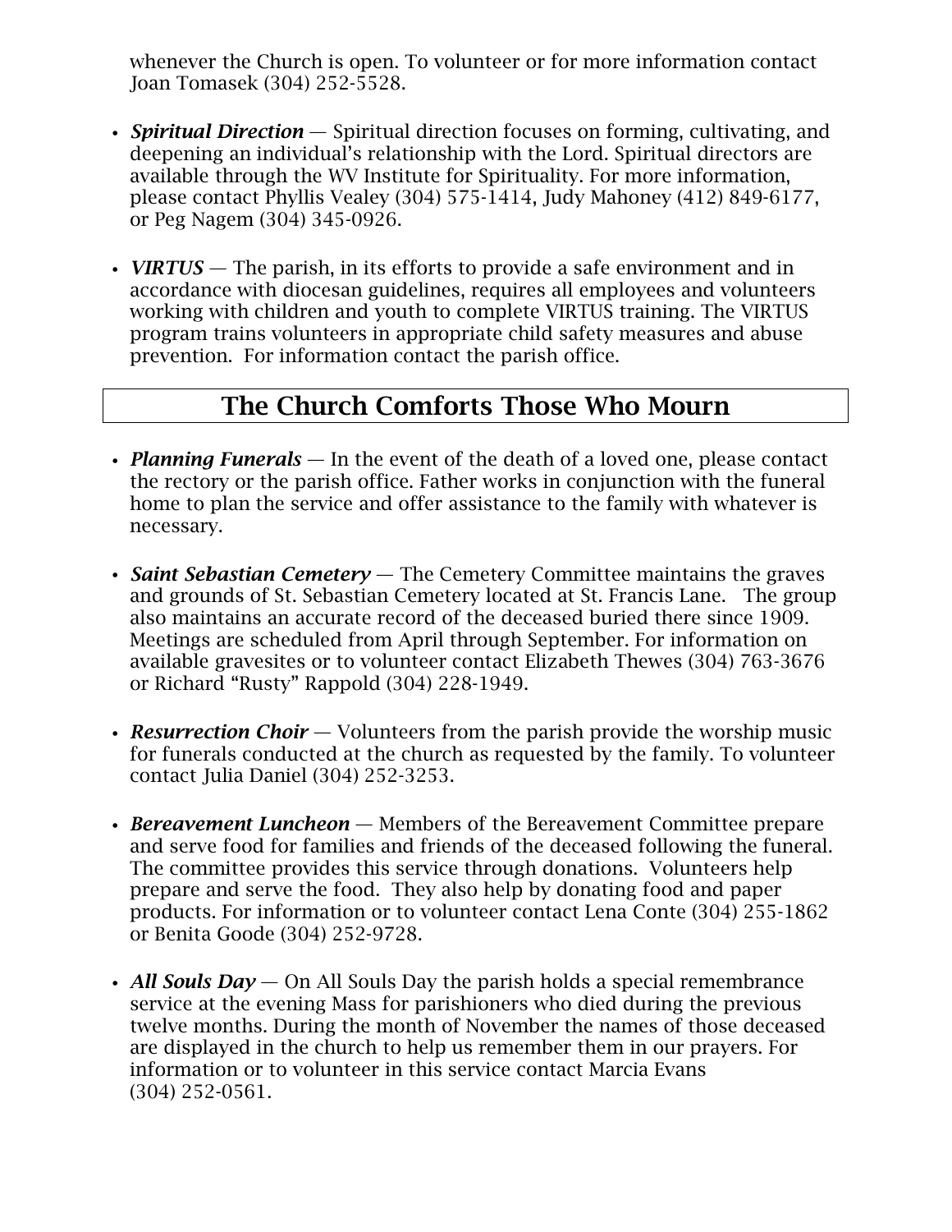whenever the Church is open. To volunteer or for more information contact Joan Tomasek (304) 252-5528.

- ***Spiritual Direction*** — Spiritual direction focuses on forming, cultivating, and deepening an individual's relationship with the Lord. Spiritual directors are available through the WV Institute for Spirituality. For more information, please contact Phyllis Vealey (304) 575-1414, Judy Mahoney (412) 849-6177, or Peg Nagem (304) 345-0926.

- ***VIRTUS*** — The parish, in its efforts to provide a safe environment and in accordance with diocesan guidelines, requires all employees and volunteers working with children and youth to complete VIRTUS training. The VIRTUS program trains volunteers in appropriate child safety measures and abuse prevention. For information contact the parish office.

## The Church Comforts Those Who Mourn

- ***Planning Funerals*** — In the event of the death of a loved one, please contact the rectory or the parish office. Father works in conjunction with the funeral home to plan the service and offer assistance to the family with whatever is necessary.

- ***Saint Sebastian Cemetery*** — The Cemetery Committee maintains the graves and grounds of St. Sebastian Cemetery located at St. Francis Lane. The group also maintains an accurate record of the deceased buried there since 1909. Meetings are scheduled from April through September. For information on available gravesites or to volunteer contact Elizabeth Thewes (304) 763-3676 or Richard "Rusty" Rappold (304) 228-1949.

- ***Resurrection Choir*** — Volunteers from the parish provide the worship music for funerals conducted at the church as requested by the family. To volunteer contact Julia Daniel (304) 252-3253.

- ***Bereavement Luncheon*** — Members of the Bereavement Committee prepare and serve food for families and friends of the deceased following the funeral. The committee provides this service through donations. Volunteers help prepare and serve the food. They also help by donating food and paper products. For information or to volunteer contact Lena Conte (304) 255-1862 or Benita Goode (304) 252-9728.

- ***All Souls Day*** — On All Souls Day the parish holds a special remembrance service at the evening Mass for parishioners who died during the previous twelve months. During the month of November the names of those deceased are displayed in the church to help us remember them in our prayers. For information or to volunteer in this service contact Marcia Evans (304) 252-0561.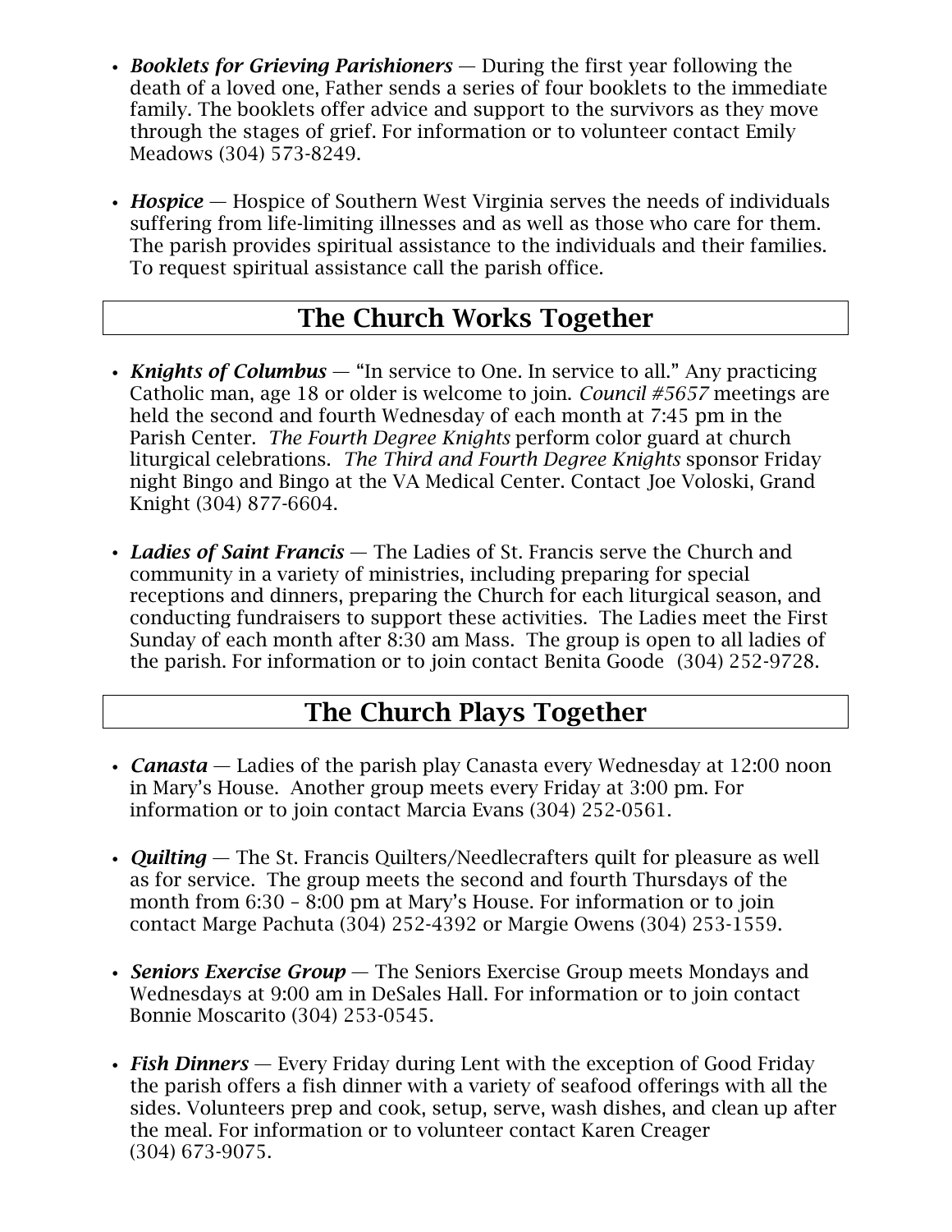- ***Booklets for Grieving Parishioners*** — During the first year following the death of a loved one, Father sends a series of four booklets to the immediate family. The booklets offer advice and support to the survivors as they move through the stages of grief. For information or to volunteer contact Emily Meadows (304) 573-8249.

- ***Hospice*** — Hospice of Southern West Virginia serves the needs of individuals suffering from life-limiting illnesses and as well as those who care for them. The parish provides spiritual assistance to the individuals and their families. To request spiritual assistance call the parish office.

## The Church Works Together

- ***Knights of Columbus*** — "In service to One. In service to all." Any practicing Catholic man, age 18 or older is welcome to join. *Council #5657* meetings are held the second and fourth Wednesday of each month at 7:45 pm in the Parish Center. *The Fourth Degree Knights* perform color guard at church liturgical celebrations. *The Third and Fourth Degree Knights* sponsor Friday night Bingo and Bingo at the VA Medical Center. Contact Joe Voloski, Grand Knight (304) 877-6604.

- ***Ladies of Saint Francis*** — The Ladies of St. Francis serve the Church and community in a variety of ministries, including preparing for special receptions and dinners, preparing the Church for each liturgical season, and conducting fundraisers to support these activities. The Ladies meet the First Sunday of each month after 8:30 am Mass. The group is open to all ladies of the parish. For information or to join contact Benita Goode (304) 252-9728.

## The Church Plays Together

- ***Canasta*** — Ladies of the parish play Canasta every Wednesday at 12:00 noon in Mary's House. Another group meets every Friday at 3:00 pm. For information or to join contact Marcia Evans (304) 252-0561.

- ***Quilting*** — The St. Francis Quilters/Needlecrafters quilt for pleasure as well as for service. The group meets the second and fourth Thursdays of the month from 6:30 – 8:00 pm at Mary's House. For information or to join contact Marge Pachuta (304) 252-4392 or Margie Owens (304) 253-1559.

- ***Seniors Exercise Group*** — The Seniors Exercise Group meets Mondays and Wednesdays at 9:00 am in DeSales Hall. For information or to join contact Bonnie Moscarito (304) 253-0545.

- ***Fish Dinners*** — Every Friday during Lent with the exception of Good Friday the parish offers a fish dinner with a variety of seafood offerings with all the sides. Volunteers prep and cook, setup, serve, wash dishes, and clean up after the meal. For information or to volunteer contact Karen Creager (304) 673-9075.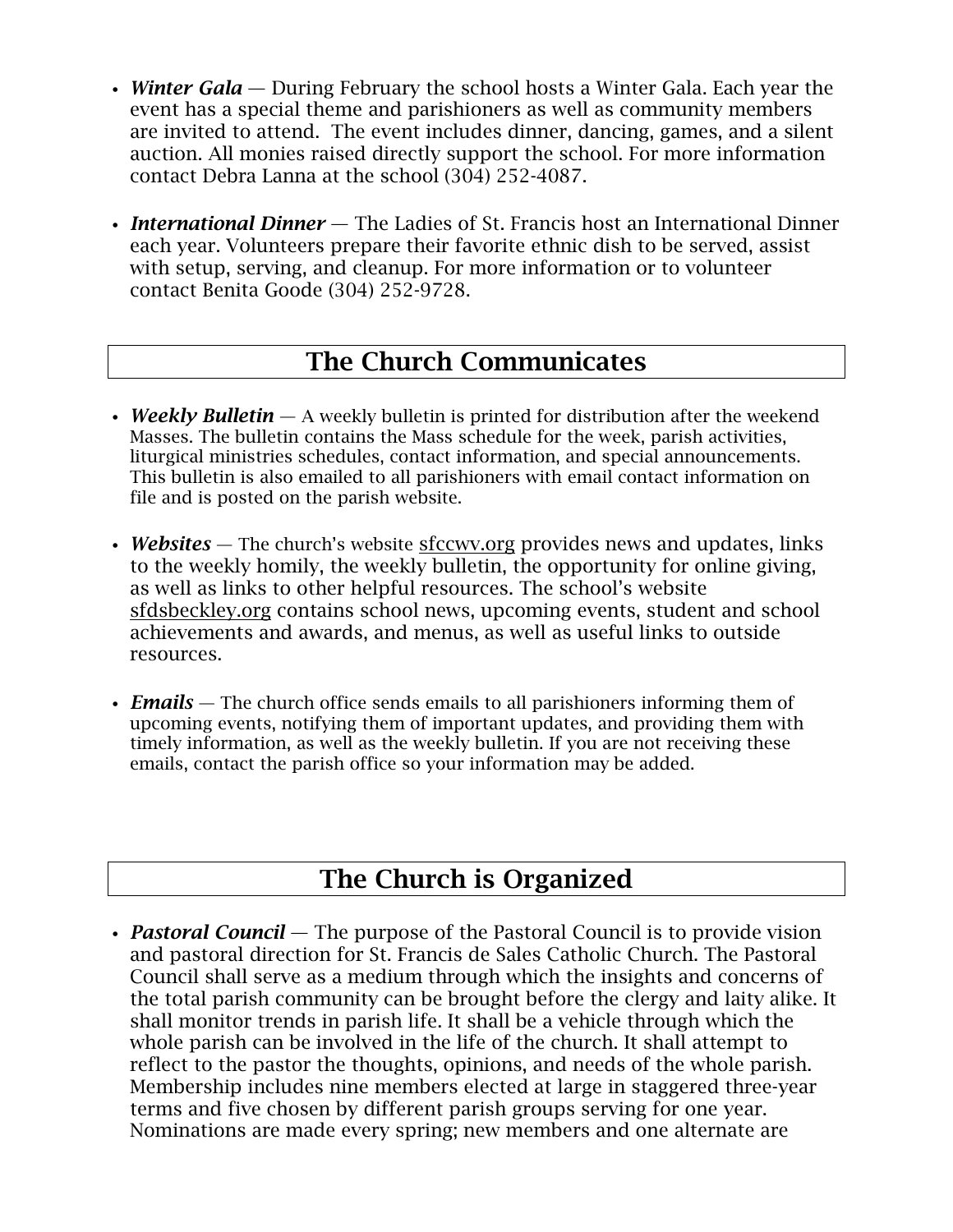- ***Winter Gala*** — During February the school hosts a Winter Gala. Each year the event has a special theme and parishioners as well as community members are invited to attend. The event includes dinner, dancing, games, and a silent auction. All monies raised directly support the school. For more information contact Debra Lanna at the school (304) 252-4087.

- ***International Dinner*** — The Ladies of St. Francis host an International Dinner each year. Volunteers prepare their favorite ethnic dish to be served, assist with setup, serving, and cleanup. For more information or to volunteer contact Benita Goode (304) 252-9728.

## The Church Communicates

- ***Weekly Bulletin*** — A weekly bulletin is printed for distribution after the weekend Masses. The bulletin contains the Mass schedule for the week, parish activities, liturgical ministries schedules, contact information, and special announcements. This bulletin is also emailed to all parishioners with email contact information on file and is posted on the parish website.

- ***Websites*** — The church's website sfccwv.org provides news and updates, links to the weekly homily, the weekly bulletin, the opportunity for online giving, as well as links to other helpful resources. The school's website sfdsbeckley.org contains school news, upcoming events, student and school achievements and awards, and menus, as well as useful links to outside resources.

- ***Emails*** — The church office sends emails to all parishioners informing them of upcoming events, notifying them of important updates, and providing them with timely information, as well as the weekly bulletin. If you are not receiving these emails, contact the parish office so your information may be added.

## The Church is Organized

- ***Pastoral Council*** — The purpose of the Pastoral Council is to provide vision and pastoral direction for St. Francis de Sales Catholic Church. The Pastoral Council shall serve as a medium through which the insights and concerns of the total parish community can be brought before the clergy and laity alike. It shall monitor trends in parish life. It shall be a vehicle through which the whole parish can be involved in the life of the church. It shall attempt to reflect to the pastor the thoughts, opinions, and needs of the whole parish. Membership includes nine members elected at large in staggered three-year terms and five chosen by different parish groups serving for one year. Nominations are made every spring; new members and one alternate are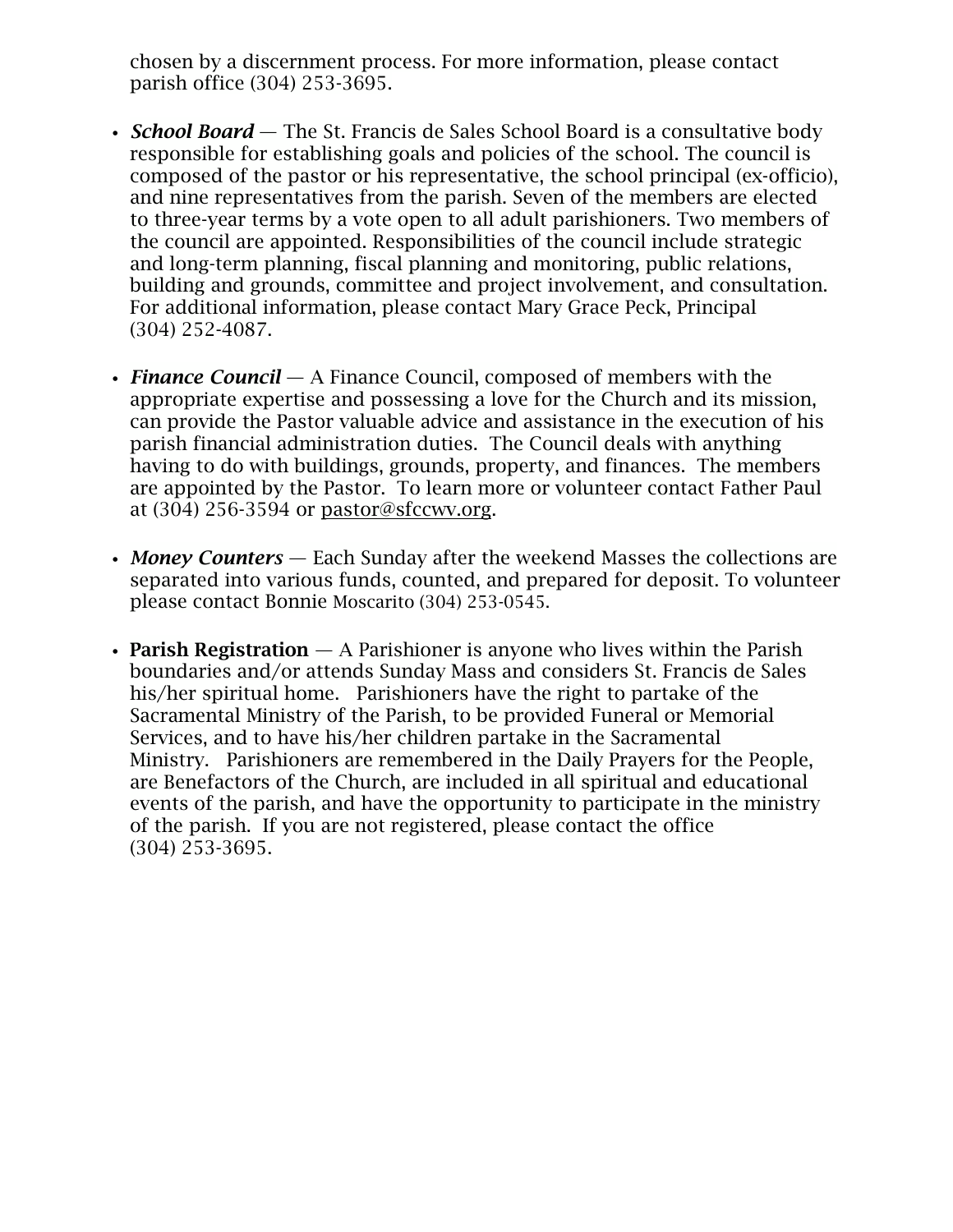chosen by a discernment process. For more information, please contact parish office (304) 253-3695.

- ***School Board*** — The St. Francis de Sales School Board is a consultative body responsible for establishing goals and policies of the school. The council is composed of the pastor or his representative, the school principal (ex-officio), and nine representatives from the parish. Seven of the members are elected to three-year terms by a vote open to all adult parishioners. Two members of the council are appointed. Responsibilities of the council include strategic and long-term planning, fiscal planning and monitoring, public relations, building and grounds, committee and project involvement, and consultation. For additional information, please contact Mary Grace Peck, Principal (304) 252-4087.

- ***Finance Council*** — A Finance Council, composed of members with the appropriate expertise and possessing a love for the Church and its mission, can provide the Pastor valuable advice and assistance in the execution of his parish financial administration duties. The Council deals with anything having to do with buildings, grounds, property, and finances. The members are appointed by the Pastor. To learn more or volunteer contact Father Paul at (304) 256-3594 or pastor@sfccwv.org.

- ***Money Counters*** — Each Sunday after the weekend Masses the collections are separated into various funds, counted, and prepared for deposit. To volunteer please contact Bonnie Moscarito (304) 253-0545.

- **Parish Registration** — A Parishioner is anyone who lives within the Parish boundaries and/or attends Sunday Mass and considers St. Francis de Sales his/her spiritual home. Parishioners have the right to partake of the Sacramental Ministry of the Parish, to be provided Funeral or Memorial Services, and to have his/her children partake in the Sacramental Ministry. Parishioners are remembered in the Daily Prayers for the People, are Benefactors of the Church, are included in all spiritual and educational events of the parish, and have the opportunity to participate in the ministry of the parish. If you are not registered, please contact the office (304) 253-3695.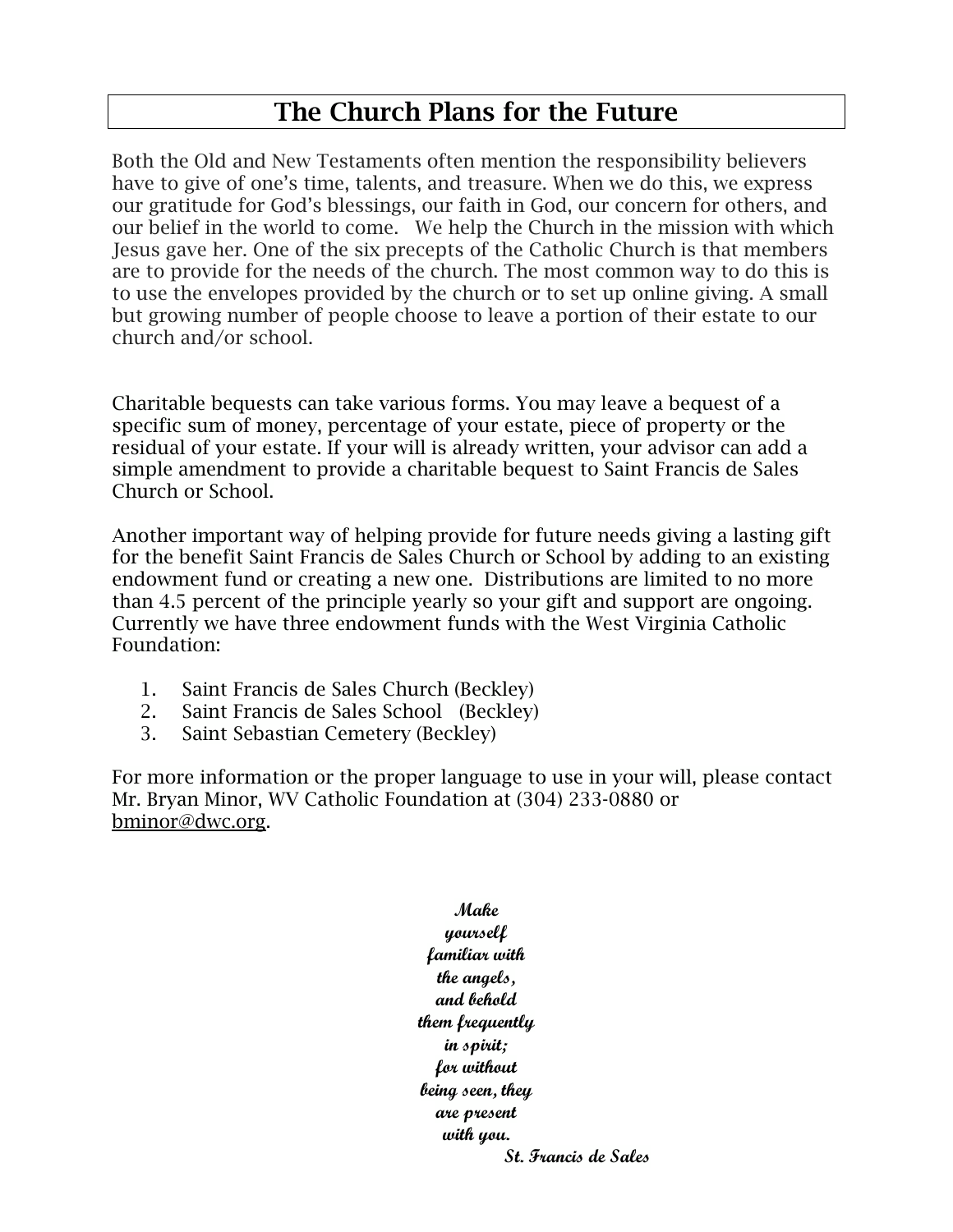# The Church Plans for the Future

Both the Old and New Testaments often mention the responsibility believers have to give of one's time, talents, and treasure. When we do this, we express our gratitude for God's blessings, our faith in God, our concern for others, and our belief in the world to come. We help the Church in the mission with which Jesus gave her. One of the six precepts of the Catholic Church is that members are to provide for the needs of the church. The most common way to do this is to use the envelopes provided by the church or to set up online giving. A small but growing number of people choose to leave a portion of their estate to our church and/or school.

Charitable bequests can take various forms. You may leave a bequest of a specific sum of money, percentage of your estate, piece of property or the residual of your estate. If your will is already written, your advisor can add a simple amendment to provide a charitable bequest to Saint Francis de Sales Church or School.

Another important way of helping provide for future needs giving a lasting gift for the benefit Saint Francis de Sales Church or School by adding to an existing endowment fund or creating a new one. Distributions are limited to no more than 4.5 percent of the principle yearly so your gift and support are ongoing. Currently we have three endowment funds with the West Virginia Catholic Foundation:

1. Saint Francis de Sales Church (Beckley)
2. Saint Francis de Sales School (Beckley)
3. Saint Sebastian Cemetery (Beckley)

For more information or the proper language to use in your will, please contact Mr. Bryan Minor, WV Catholic Foundation at (304) 233-0880 or bminor@dwc.org.

***Make yourself familiar with the angels, and behold them frequently in spirit; for without being seen, they are present with you.***

***St. Francis de Sales***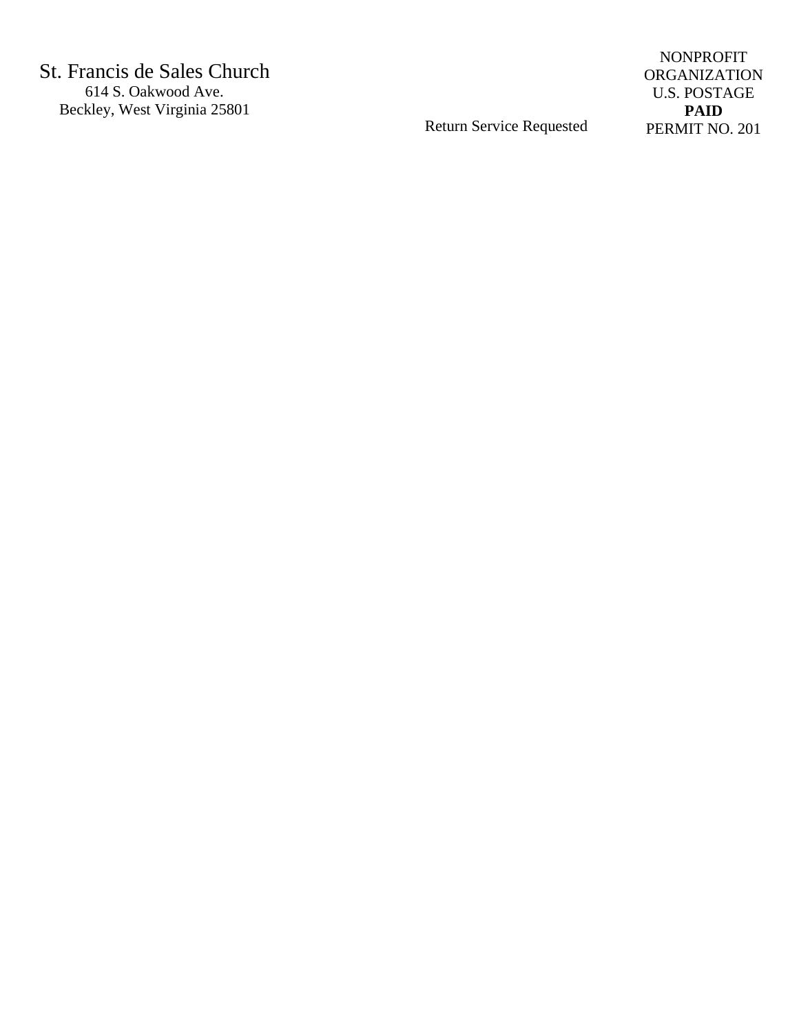St. Francis de Sales Church
614 S. Oakwood Ave.
Beckley, West Virginia 25801

Return Service Requested

NONPROFIT
ORGANIZATION
U.S. POSTAGE
**PAID**
PERMIT NO. 201